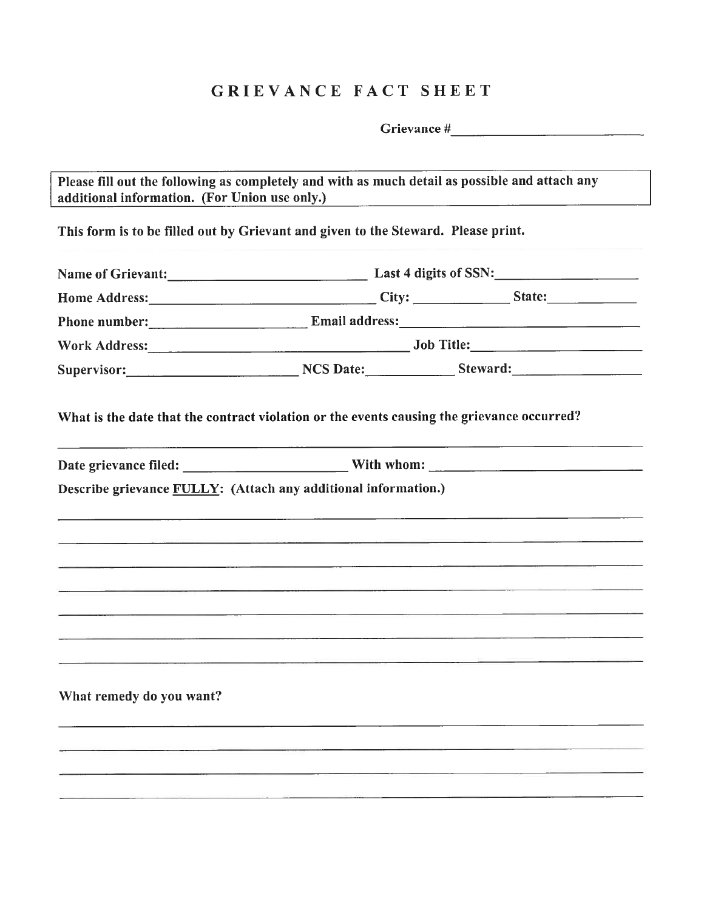# GRIEVANCE FACT SHEET

**Grievance #**\_\_\_\_\_\_\_\_\_\_\_\_\_\_\_\_\_\_\_\_\_\_\_\_\_\_

> **Please fill out the following as completely and with as much detail as possible and attach any additional information. (For Union use only.)**

**This form is to be filled out by Grievant and given to the Steward. Please print.**

**Name of Grievant:**\_\_\_\_\_\_\_\_\_\_\_\_\_\_\_\_\_\_\_\_\_\_\_\_\_\_ **Last 4 digits of SSN:**\_\_\_\_\_\_\_\_\_\_\_\_\_\_\_\_\_\_

**Home Address:**\_\_\_\_\_\_\_\_\_\_\_\_\_\_\_\_\_\_\_\_\_\_\_\_\_\_\_\_\_\_ **City:** \_\_\_\_\_\_\_\_\_\_\_\_ **State:**\_\_\_\_\_\_\_\_\_\_\_\_

**Phone number:**\_\_\_\_\_\_\_\_\_\_\_\_\_\_\_\_\_\_\_\_\_ **Email address:**\_\_\_\_\_\_\_\_\_\_\_\_\_\_\_\_\_\_\_\_\_\_\_\_\_\_\_\_\_\_

**Work Address:**\_\_\_\_\_\_\_\_\_\_\_\_\_\_\_\_\_\_\_\_\_\_\_\_\_\_\_\_\_\_\_\_\_\_\_ **Job Title:**\_\_\_\_\_\_\_\_\_\_\_\_\_\_\_\_\_\_\_\_\_\_

**Supervisor:**\_\_\_\_\_\_\_\_\_\_\_\_\_\_\_\_\_\_\_\_\_\_\_ **NCS Date:**\_\_\_\_\_\_\_\_\_\_\_ **Steward:**\_\_\_\_\_\_\_\_\_\_\_\_\_\_\_\_\_

**What is the date that the contract violation or the events causing the grievance occurred?**

\_\_\_\_\_\_\_\_\_\_\_\_\_\_\_\_\_\_\_\_\_\_\_\_\_\_\_\_\_\_\_\_\_\_\_\_\_\_\_\_\_\_\_\_\_\_\_\_\_\_\_\_\_\_\_\_\_\_\_\_\_\_\_\_\_\_\_\_\_\_\_\_\_\_\_\_

**Date grievance filed:** \_\_\_\_\_\_\_\_\_\_\_\_\_\_\_\_\_\_\_\_\_\_ **With whom:** \_\_\_\_\_\_\_\_\_\_\_\_\_\_\_\_\_\_\_\_\_\_\_\_\_\_\_\_

**Describe grievance <u>FULLY</u>: (Attach any additional information.)**

\_\_\_\_\_\_\_\_\_\_\_\_\_\_\_\_\_\_\_\_\_\_\_\_\_\_\_\_\_\_\_\_\_\_\_\_\_\_\_\_\_\_\_\_\_\_\_\_\_\_\_\_\_\_\_\_\_\_\_\_\_\_\_\_\_\_\_\_\_\_\_\_\_\_\_\_

\_\_\_\_\_\_\_\_\_\_\_\_\_\_\_\_\_\_\_\_\_\_\_\_\_\_\_\_\_\_\_\_\_\_\_\_\_\_\_\_\_\_\_\_\_\_\_\_\_\_\_\_\_\_\_\_\_\_\_\_\_\_\_\_\_\_\_\_\_\_\_\_\_\_\_\_

\_\_\_\_\_\_\_\_\_\_\_\_\_\_\_\_\_\_\_\_\_\_\_\_\_\_\_\_\_\_\_\_\_\_\_\_\_\_\_\_\_\_\_\_\_\_\_\_\_\_\_\_\_\_\_\_\_\_\_\_\_\_\_\_\_\_\_\_\_\_\_\_\_\_\_\_

\_\_\_\_\_\_\_\_\_\_\_\_\_\_\_\_\_\_\_\_\_\_\_\_\_\_\_\_\_\_\_\_\_\_\_\_\_\_\_\_\_\_\_\_\_\_\_\_\_\_\_\_\_\_\_\_\_\_\_\_\_\_\_\_\_\_\_\_\_\_\_\_\_\_\_\_

\_\_\_\_\_\_\_\_\_\_\_\_\_\_\_\_\_\_\_\_\_\_\_\_\_\_\_\_\_\_\_\_\_\_\_\_\_\_\_\_\_\_\_\_\_\_\_\_\_\_\_\_\_\_\_\_\_\_\_\_\_\_\_\_\_\_\_\_\_\_\_\_\_\_\_\_

\_\_\_\_\_\_\_\_\_\_\_\_\_\_\_\_\_\_\_\_\_\_\_\_\_\_\_\_\_\_\_\_\_\_\_\_\_\_\_\_\_\_\_\_\_\_\_\_\_\_\_\_\_\_\_\_\_\_\_\_\_\_\_\_\_\_\_\_\_\_\_\_\_\_\_\_

\_\_\_\_\_\_\_\_\_\_\_\_\_\_\_\_\_\_\_\_\_\_\_\_\_\_\_\_\_\_\_\_\_\_\_\_\_\_\_\_\_\_\_\_\_\_\_\_\_\_\_\_\_\_\_\_\_\_\_\_\_\_\_\_\_\_\_\_\_\_\_\_\_\_\_\_

**What remedy do you want?**

\_\_\_\_\_\_\_\_\_\_\_\_\_\_\_\_\_\_\_\_\_\_\_\_\_\_\_\_\_\_\_\_\_\_\_\_\_\_\_\_\_\_\_\_\_\_\_\_\_\_\_\_\_\_\_\_\_\_\_\_\_\_\_\_\_\_\_\_\_\_\_\_\_\_\_\_

\_\_\_\_\_\_\_\_\_\_\_\_\_\_\_\_\_\_\_\_\_\_\_\_\_\_\_\_\_\_\_\_\_\_\_\_\_\_\_\_\_\_\_\_\_\_\_\_\_\_\_\_\_\_\_\_\_\_\_\_\_\_\_\_\_\_\_\_\_\_\_\_\_\_\_\_

\_\_\_\_\_\_\_\_\_\_\_\_\_\_\_\_\_\_\_\_\_\_\_\_\_\_\_\_\_\_\_\_\_\_\_\_\_\_\_\_\_\_\_\_\_\_\_\_\_\_\_\_\_\_\_\_\_\_\_\_\_\_\_\_\_\_\_\_\_\_\_\_\_\_\_\_

\_\_\_\_\_\_\_\_\_\_\_\_\_\_\_\_\_\_\_\_\_\_\_\_\_\_\_\_\_\_\_\_\_\_\_\_\_\_\_\_\_\_\_\_\_\_\_\_\_\_\_\_\_\_\_\_\_\_\_\_\_\_\_\_\_\_\_\_\_\_\_\_\_\_\_\_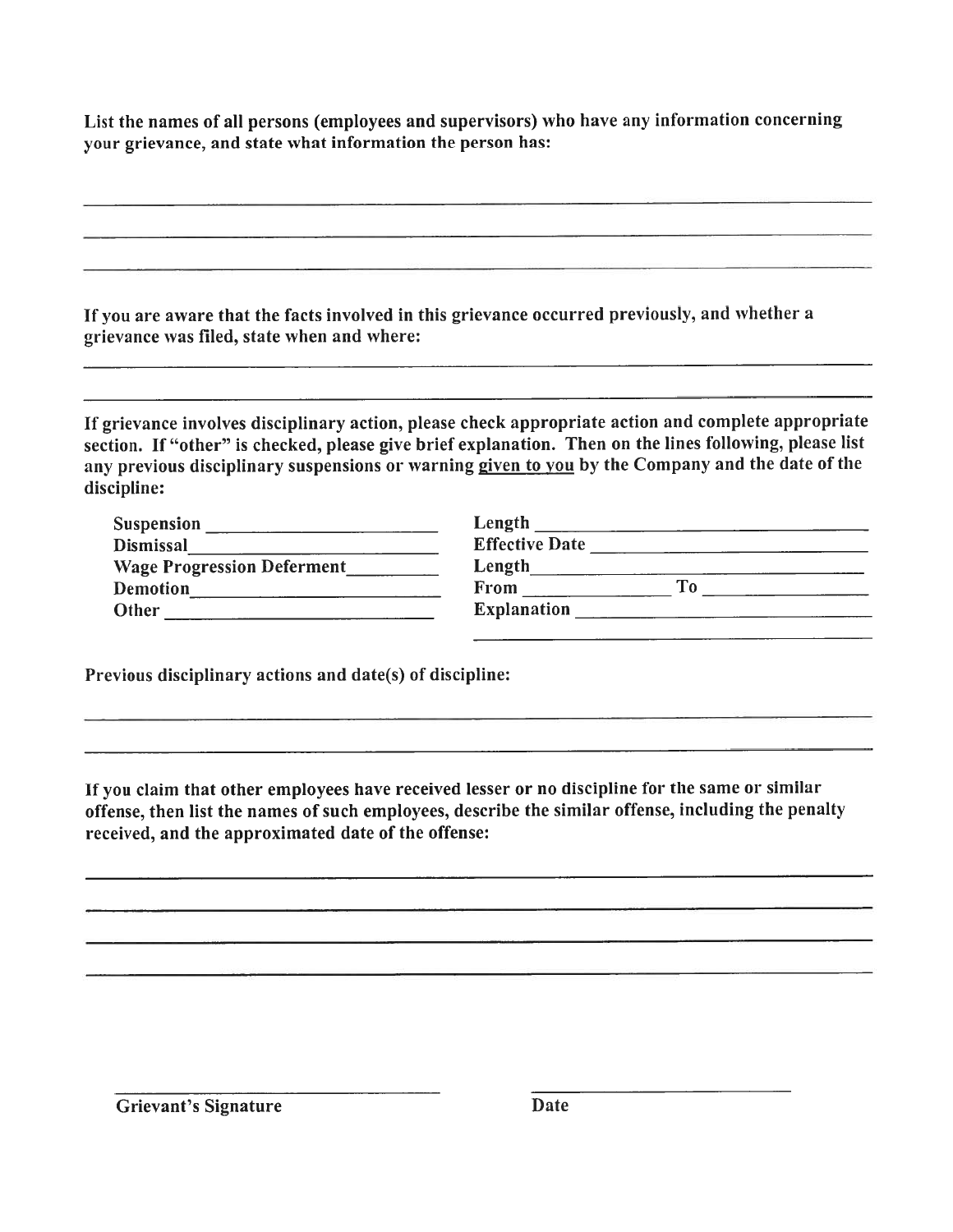**List the names of all persons (employees and supervisors) who have any information concerning your grievance, and state what information the person has:**

______________________________________________________________________________

______________________________________________________________________________

______________________________________________________________________________

**If you are aware that the facts involved in this grievance occurred previously, and whether a grievance was filed, state when and where:**

______________________________________________________________________________

______________________________________________________________________________

**If grievance involves disciplinary action, please check appropriate action and complete appropriate section. If "other" is checked, please give brief explanation. Then on the lines following, please list any previous disciplinary suspensions or warning <u>given to you</u> by the Company and the date of the discipline:**

| | |
|---|---|
| **Suspension** ______________________ | **Length** ______________________________ |
| **Dismissal** ______________________ | **Effective Date** ________________________ |
| **Wage Progression Deferment** ________ | **Length** ______________________________ |
| **Demotion** ______________________ | **From** ____________ **To** ______________ |
| **Other** ________________________ | **Explanation** ___________________________ |
| | ______________________________________ |

**Previous disciplinary actions and date(s) of discipline:**

______________________________________________________________________________

______________________________________________________________________________

**If you claim that other employees have received lesser or no discipline for the same or similar offense, then list the names of such employees, describe the similar offense, including the penalty received, and the approximated date of the offense:**

______________________________________________________________________________

______________________________________________________________________________

______________________________________________________________________________

______________________________________________________________________________

______________________________ ______________________

**Grievant's Signature** **Date**